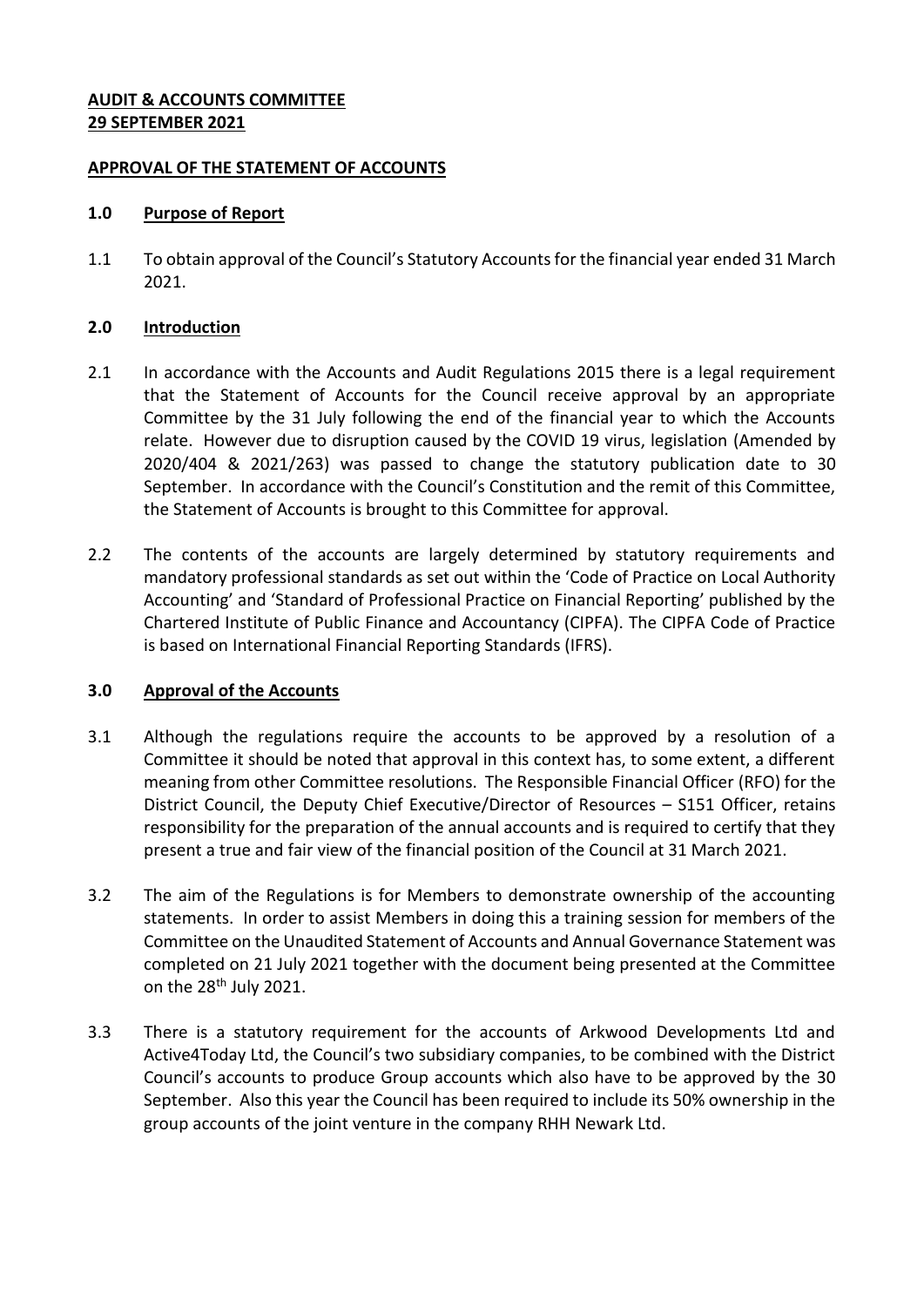**AUDIT & ACCOUNTS COMMITTEE**
**29 SEPTEMBER 2021**

**APPROVAL OF THE STATEMENT OF ACCOUNTS**

## 1.0 Purpose of Report

1.1 To obtain approval of the Council's Statutory Accounts for the financial year ended 31 March 2021.

## 2.0 Introduction

2.1 In accordance with the Accounts and Audit Regulations 2015 there is a legal requirement that the Statement of Accounts for the Council receive approval by an appropriate Committee by the 31 July following the end of the financial year to which the Accounts relate. However due to disruption caused by the COVID 19 virus, legislation (Amended by 2020/404 & 2021/263) was passed to change the statutory publication date to 30 September. In accordance with the Council's Constitution and the remit of this Committee, the Statement of Accounts is brought to this Committee for approval.

2.2 The contents of the accounts are largely determined by statutory requirements and mandatory professional standards as set out within the 'Code of Practice on Local Authority Accounting' and 'Standard of Professional Practice on Financial Reporting' published by the Chartered Institute of Public Finance and Accountancy (CIPFA). The CIPFA Code of Practice is based on International Financial Reporting Standards (IFRS).

## 3.0 Approval of the Accounts

3.1 Although the regulations require the accounts to be approved by a resolution of a Committee it should be noted that approval in this context has, to some extent, a different meaning from other Committee resolutions. The Responsible Financial Officer (RFO) for the District Council, the Deputy Chief Executive/Director of Resources – S151 Officer, retains responsibility for the preparation of the annual accounts and is required to certify that they present a true and fair view of the financial position of the Council at 31 March 2021.

3.2 The aim of the Regulations is for Members to demonstrate ownership of the accounting statements. In order to assist Members in doing this a training session for members of the Committee on the Unaudited Statement of Accounts and Annual Governance Statement was completed on 21 July 2021 together with the document being presented at the Committee on the 28th July 2021.

3.3 There is a statutory requirement for the accounts of Arkwood Developments Ltd and Active4Today Ltd, the Council's two subsidiary companies, to be combined with the District Council's accounts to produce Group accounts which also have to be approved by the 30 September. Also this year the Council has been required to include its 50% ownership in the group accounts of the joint venture in the company RHH Newark Ltd.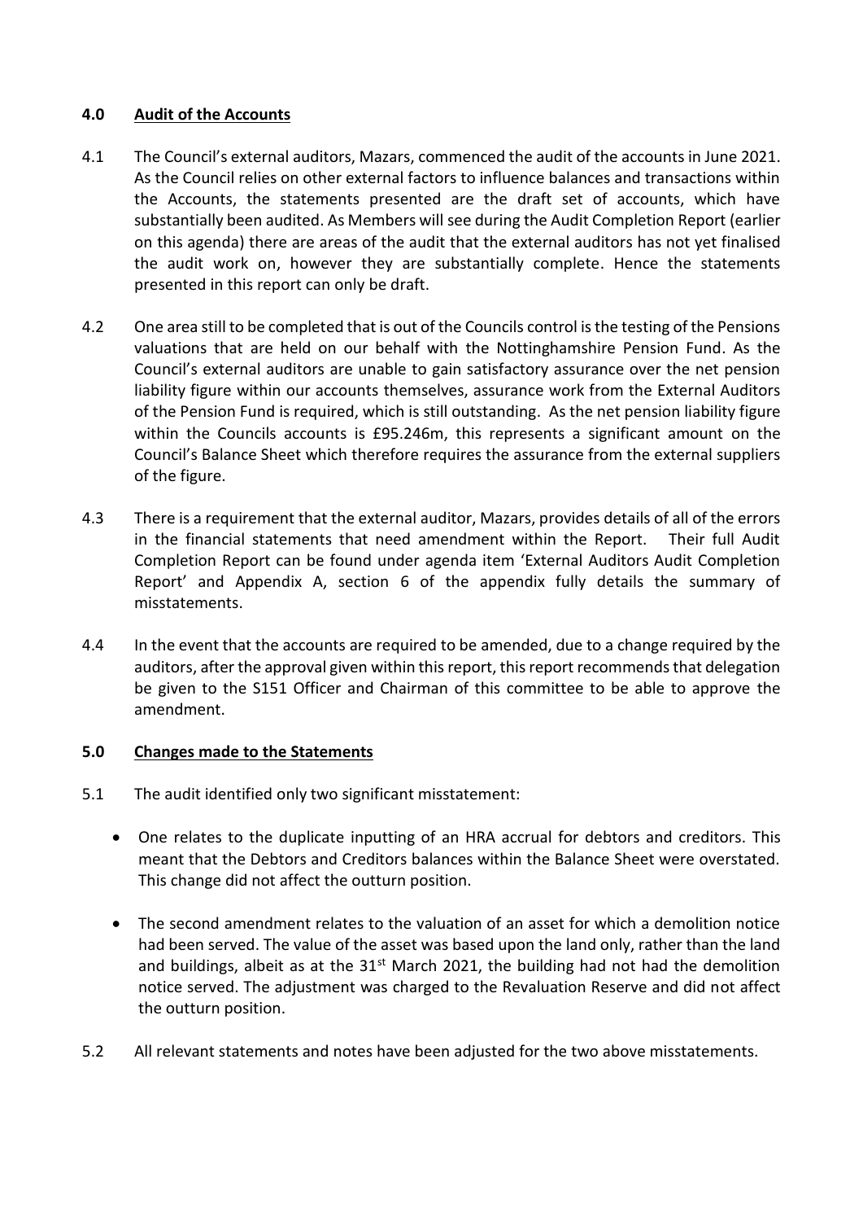## 4.0 Audit of the Accounts

4.1 The Council's external auditors, Mazars, commenced the audit of the accounts in June 2021. As the Council relies on other external factors to influence balances and transactions within the Accounts, the statements presented are the draft set of accounts, which have substantially been audited. As Members will see during the Audit Completion Report (earlier on this agenda) there are areas of the audit that the external auditors has not yet finalised the audit work on, however they are substantially complete. Hence the statements presented in this report can only be draft.

4.2 One area still to be completed that is out of the Councils control is the testing of the Pensions valuations that are held on our behalf with the Nottinghamshire Pension Fund. As the Council's external auditors are unable to gain satisfactory assurance over the net pension liability figure within our accounts themselves, assurance work from the External Auditors of the Pension Fund is required, which is still outstanding. As the net pension liability figure within the Councils accounts is £95.246m, this represents a significant amount on the Council's Balance Sheet which therefore requires the assurance from the external suppliers of the figure.

4.3 There is a requirement that the external auditor, Mazars, provides details of all of the errors in the financial statements that need amendment within the Report. Their full Audit Completion Report can be found under agenda item 'External Auditors Audit Completion Report' and Appendix A, section 6 of the appendix fully details the summary of misstatements.

4.4 In the event that the accounts are required to be amended, due to a change required by the auditors, after the approval given within this report, this report recommends that delegation be given to the S151 Officer and Chairman of this committee to be able to approve the amendment.

## 5.0 Changes made to the Statements

5.1 The audit identified only two significant misstatement:

- One relates to the duplicate inputting of an HRA accrual for debtors and creditors. This meant that the Debtors and Creditors balances within the Balance Sheet were overstated. This change did not affect the outturn position.
- The second amendment relates to the valuation of an asset for which a demolition notice had been served. The value of the asset was based upon the land only, rather than the land and buildings, albeit as at the 31st March 2021, the building had not had the demolition notice served. The adjustment was charged to the Revaluation Reserve and did not affect the outturn position.

5.2 All relevant statements and notes have been adjusted for the two above misstatements.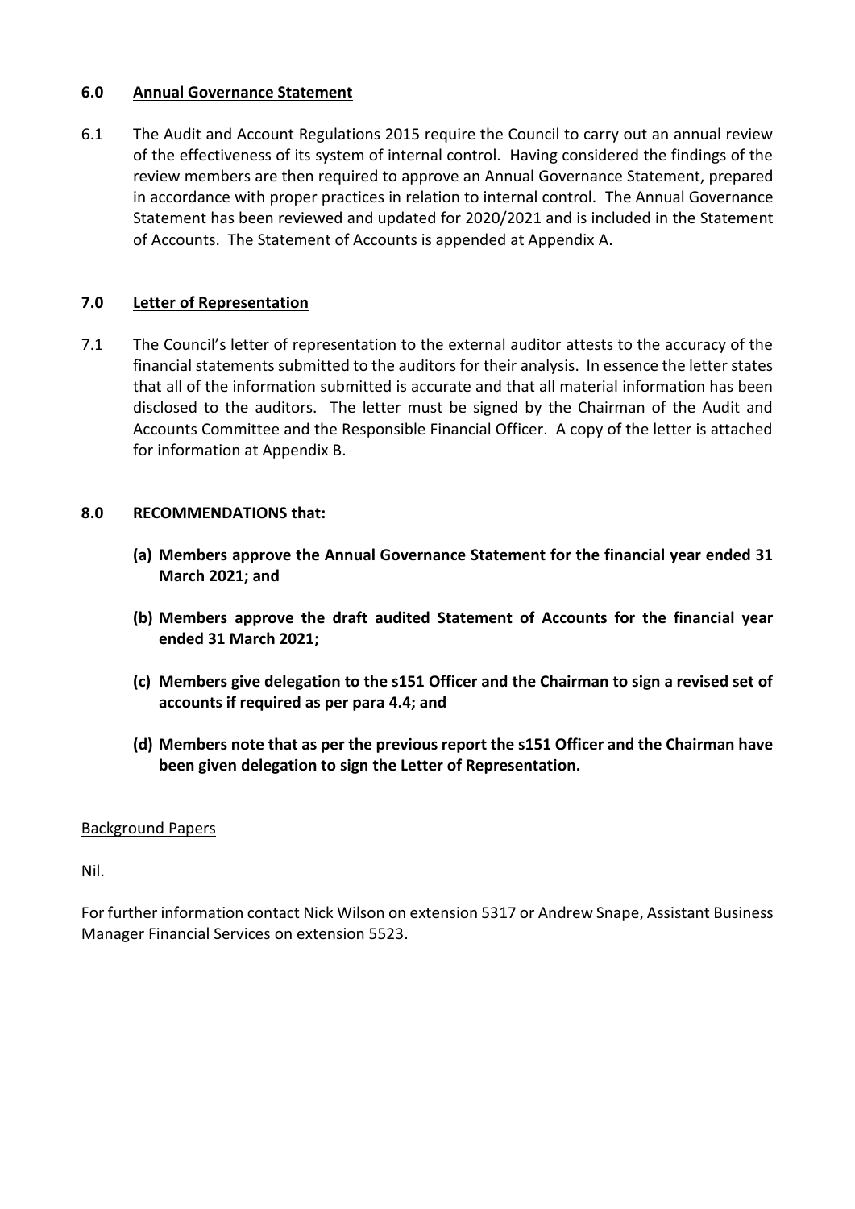## 6.0 Annual Governance Statement

6.1 The Audit and Account Regulations 2015 require the Council to carry out an annual review of the effectiveness of its system of internal control. Having considered the findings of the review members are then required to approve an Annual Governance Statement, prepared in accordance with proper practices in relation to internal control. The Annual Governance Statement has been reviewed and updated for 2020/2021 and is included in the Statement of Accounts. The Statement of Accounts is appended at Appendix A.

## 7.0 Letter of Representation

7.1 The Council's letter of representation to the external auditor attests to the accuracy of the financial statements submitted to the auditors for their analysis. In essence the letter states that all of the information submitted is accurate and that all material information has been disclosed to the auditors. The letter must be signed by the Chairman of the Audit and Accounts Committee and the Responsible Financial Officer. A copy of the letter is attached for information at Appendix B.

## 8.0 RECOMMENDATIONS that:

**(a) Members approve the Annual Governance Statement for the financial year ended 31 March 2021; and**

**(b) Members approve the draft audited Statement of Accounts for the financial year ended 31 March 2021;**

**(c) Members give delegation to the s151 Officer and the Chairman to sign a revised set of accounts if required as per para 4.4; and**

**(d) Members note that as per the previous report the s151 Officer and the Chairman have been given delegation to sign the Letter of Representation.**

Background Papers

Nil.

For further information contact Nick Wilson on extension 5317 or Andrew Snape, Assistant Business Manager Financial Services on extension 5523.